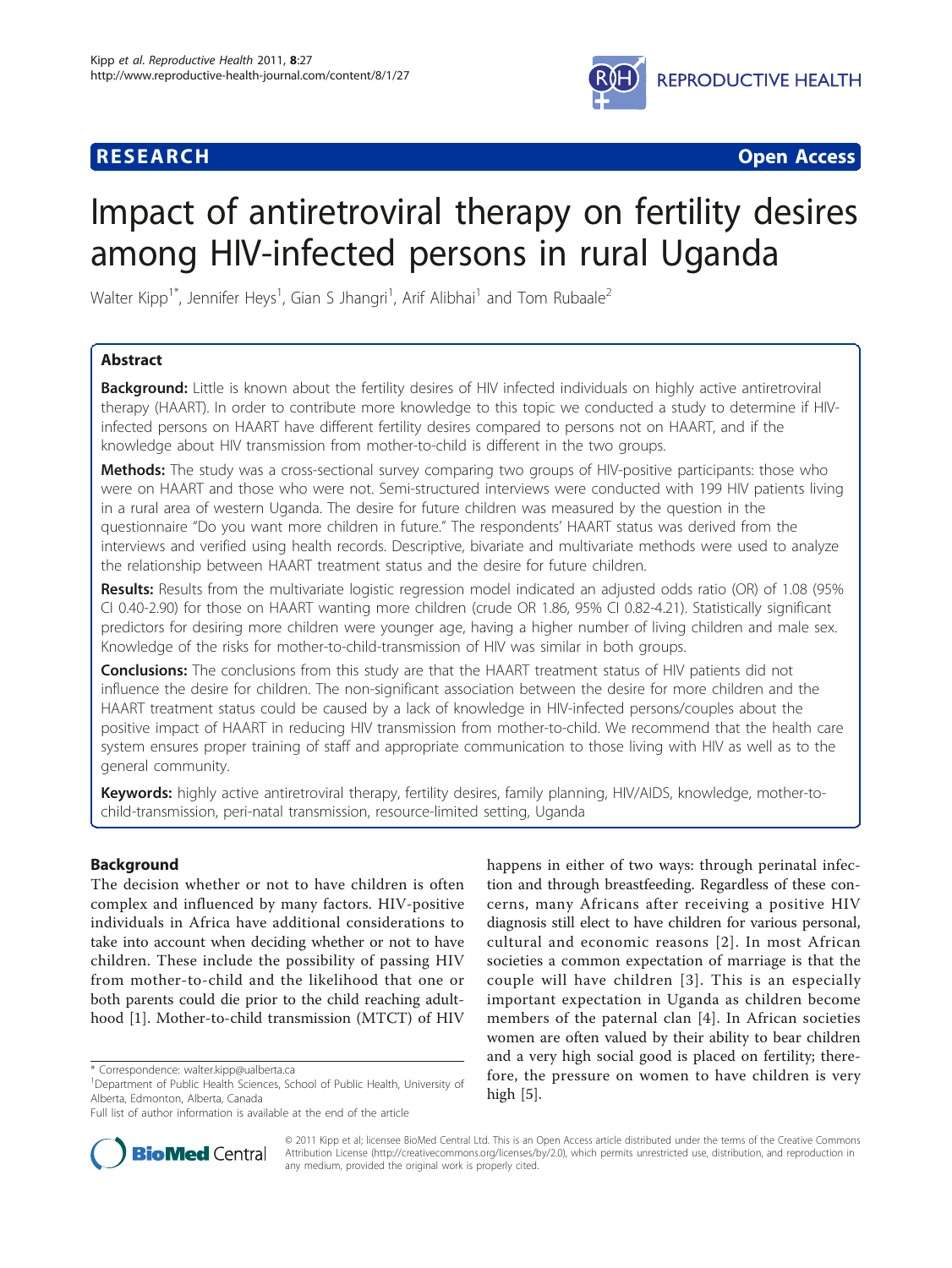**RESEARCH** **Open Access**

# Impact of antiretroviral therapy on fertility desires among HIV-infected persons in rural Uganda

Walter Kipp[1*], Jennifer Heys[1], Gian S Jhangri[1], Arif Alibhai[1] and Tom Rubaale[2]

## Abstract

**Background:** Little is known about the fertility desires of HIV infected individuals on highly active antiretroviral therapy (HAART). In order to contribute more knowledge to this topic we conducted a study to determine if HIV-infected persons on HAART have different fertility desires compared to persons not on HAART, and if the knowledge about HIV transmission from mother-to-child is different in the two groups.

**Methods:** The study was a cross-sectional survey comparing two groups of HIV-positive participants: those who were on HAART and those who were not. Semi-structured interviews were conducted with 199 HIV patients living in a rural area of western Uganda. The desire for future children was measured by the question in the questionnaire "Do you want more children in future." The respondents' HAART status was derived from the interviews and verified using health records. Descriptive, bivariate and multivariate methods were used to analyze the relationship between HAART treatment status and the desire for future children.

**Results:** Results from the multivariate logistic regression model indicated an adjusted odds ratio (OR) of 1.08 (95% CI 0.40-2.90) for those on HAART wanting more children (crude OR 1.86, 95% CI 0.82-4.21). Statistically significant predictors for desiring more children were younger age, having a higher number of living children and male sex. Knowledge of the risks for mother-to-child-transmission of HIV was similar in both groups.

**Conclusions:** The conclusions from this study are that the HAART treatment status of HIV patients did not influence the desire for children. The non-significant association between the desire for more children and the HAART treatment status could be caused by a lack of knowledge in HIV-infected persons/couples about the positive impact of HAART in reducing HIV transmission from mother-to-child. We recommend that the health care system ensures proper training of staff and appropriate communication to those living with HIV as well as to the general community.

**Keywords:** highly active antiretroviral therapy, fertility desires, family planning, HIV/AIDS, knowledge, mother-to-child-transmission, peri-natal transmission, resource-limited setting, Uganda

## Background

The decision whether or not to have children is often complex and influenced by many factors. HIV-positive individuals in Africa have additional considerations to take into account when deciding whether or not to have children. These include the possibility of passing HIV from mother-to-child and the likelihood that one or both parents could die prior to the child reaching adulthood [1]. Mother-to-child transmission (MTCT) of HIV happens in either of two ways: through perinatal infection and through breastfeeding. Regardless of these concerns, many Africans after receiving a positive HIV diagnosis still elect to have children for various personal, cultural and economic reasons [2]. In most African societies a common expectation of marriage is that the couple will have children [3]. This is an especially important expectation in Uganda as children become members of the paternal clan [4]. In African societies women are often valued by their ability to bear children and a very high social good is placed on fertility; therefore, the pressure on women to have children is very high [5].

\* Correspondence: walter.kipp@ualberta.ca

[1]Department of Public Health Sciences, School of Public Health, University of Alberta, Edmonton, Alberta, Canada

Full list of author information is available at the end of the article

© 2011 Kipp et al; licensee BioMed Central Ltd. This is an Open Access article distributed under the terms of the Creative Commons Attribution License (http://creativecommons.org/licenses/by/2.0), which permits unrestricted use, distribution, and reproduction in any medium, provided the original work is properly cited.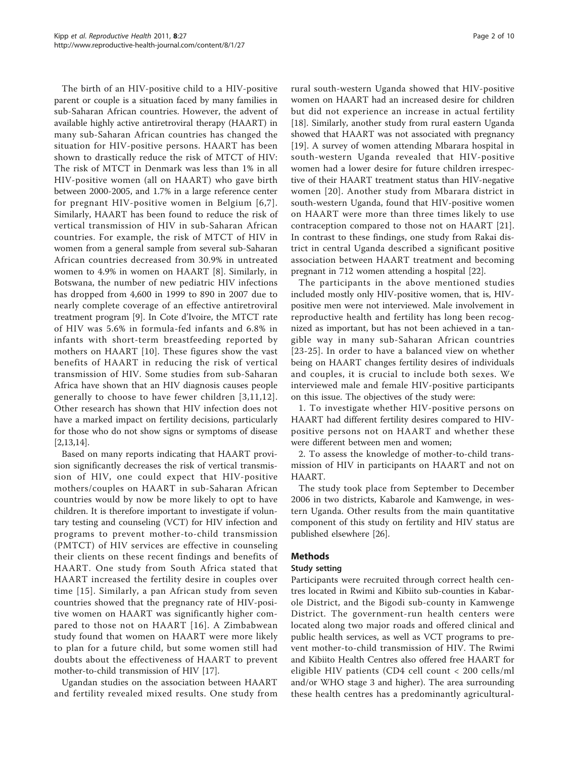The birth of an HIV-positive child to a HIV-positive parent or couple is a situation faced by many families in sub-Saharan African countries. However, the advent of available highly active antiretroviral therapy (HAART) in many sub-Saharan African countries has changed the situation for HIV-positive persons. HAART has been shown to drastically reduce the risk of MTCT of HIV: The risk of MTCT in Denmark was less than 1% in all HIV-positive women (all on HAART) who gave birth between 2000-2005, and 1.7% in a large reference center for pregnant HIV-positive women in Belgium [6,7]. Similarly, HAART has been found to reduce the risk of vertical transmission of HIV in sub-Saharan African countries. For example, the risk of MTCT of HIV in women from a general sample from several sub-Saharan African countries decreased from 30.9% in untreated women to 4.9% in women on HAART [8]. Similarly, in Botswana, the number of new pediatric HIV infections has dropped from 4,600 in 1999 to 890 in 2007 due to nearly complete coverage of an effective antiretroviral treatment program [9]. In Cote d'Ivoire, the MTCT rate of HIV was 5.6% in formula-fed infants and 6.8% in infants with short-term breastfeeding reported by mothers on HAART [10]. These figures show the vast benefits of HAART in reducing the risk of vertical transmission of HIV. Some studies from sub-Saharan Africa have shown that an HIV diagnosis causes people generally to choose to have fewer children [3,11,12]. Other research has shown that HIV infection does not have a marked impact on fertility decisions, particularly for those who do not show signs or symptoms of disease [2,13,14].

Based on many reports indicating that HAART provision significantly decreases the risk of vertical transmission of HIV, one could expect that HIV-positive mothers/couples on HAART in sub-Saharan African countries would by now be more likely to opt to have children. It is therefore important to investigate if voluntary testing and counseling (VCT) for HIV infection and programs to prevent mother-to-child transmission (PMTCT) of HIV services are effective in counseling their clients on these recent findings and benefits of HAART. One study from South Africa stated that HAART increased the fertility desire in couples over time [15]. Similarly, a pan African study from seven countries showed that the pregnancy rate of HIV-positive women on HAART was significantly higher compared to those not on HAART [16]. A Zimbabwean study found that women on HAART were more likely to plan for a future child, but some women still had doubts about the effectiveness of HAART to prevent mother-to-child transmission of HIV [17].

Ugandan studies on the association between HAART and fertility revealed mixed results. One study from rural south-western Uganda showed that HIV-positive women on HAART had an increased desire for children but did not experience an increase in actual fertility [18]. Similarly, another study from rural eastern Uganda showed that HAART was not associated with pregnancy [19]. A survey of women attending Mbarara hospital in south-western Uganda revealed that HIV-positive women had a lower desire for future children irrespective of their HAART treatment status than HIV-negative women [20]. Another study from Mbarara district in south-western Uganda, found that HIV-positive women on HAART were more than three times likely to use contraception compared to those not on HAART [21]. In contrast to these findings, one study from Rakai district in central Uganda described a significant positive association between HAART treatment and becoming pregnant in 712 women attending a hospital [22].

The participants in the above mentioned studies included mostly only HIV-positive women, that is, HIV-positive men were not interviewed. Male involvement in reproductive health and fertility has long been recognized as important, but has not been achieved in a tangible way in many sub-Saharan African countries [23-25]. In order to have a balanced view on whether being on HAART changes fertility desires of individuals and couples, it is crucial to include both sexes. We interviewed male and female HIV-positive participants on this issue. The objectives of the study were:

1. To investigate whether HIV-positive persons on HAART had different fertility desires compared to HIV-positive persons not on HAART and whether these were different between men and women;
2. To assess the knowledge of mother-to-child transmission of HIV in participants on HAART and not on HAART.

The study took place from September to December 2006 in two districts, Kabarole and Kamwenge, in western Uganda. Other results from the main quantitative component of this study on fertility and HIV status are published elsewhere [26].

## Methods

### Study setting

Participants were recruited through correct health centres located in Rwimi and Kibiito sub-counties in Kabarole District, and the Bigodi sub-county in Kamwenge District. The government-run health centers were located along two major roads and offered clinical and public health services, as well as VCT programs to prevent mother-to-child transmission of HIV. The Rwimi and Kibiito Health Centres also offered free HAART for eligible HIV patients (CD4 cell count < 200 cells/ml and/or WHO stage 3 and higher). The area surrounding these health centres has a predominantly agricultural-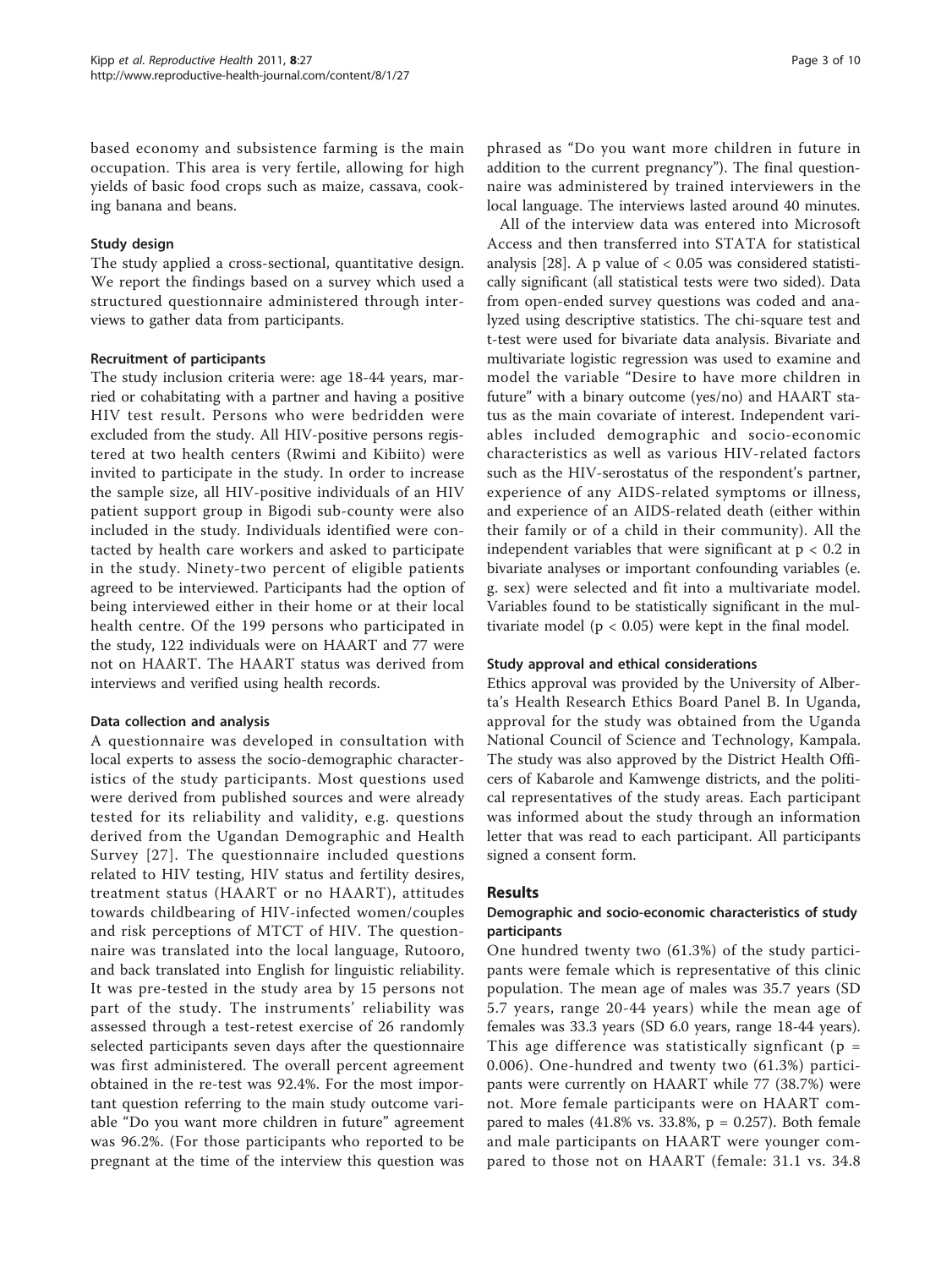based economy and subsistence farming is the main occupation. This area is very fertile, allowing for high yields of basic food crops such as maize, cassava, cooking banana and beans.

### Study design

The study applied a cross-sectional, quantitative design. We report the findings based on a survey which used a structured questionnaire administered through interviews to gather data from participants.

### Recruitment of participants

The study inclusion criteria were: age 18-44 years, married or cohabitating with a partner and having a positive HIV test result. Persons who were bedridden were excluded from the study. All HIV-positive persons registered at two health centers (Rwimi and Kibiito) were invited to participate in the study. In order to increase the sample size, all HIV-positive individuals of an HIV patient support group in Bigodi sub-county were also included in the study. Individuals identified were contacted by health care workers and asked to participate in the study. Ninety-two percent of eligible patients agreed to be interviewed. Participants had the option of being interviewed either in their home or at their local health centre. Of the 199 persons who participated in the study, 122 individuals were on HAART and 77 were not on HAART. The HAART status was derived from interviews and verified using health records.

### Data collection and analysis

A questionnaire was developed in consultation with local experts to assess the socio-demographic characteristics of the study participants. Most questions used were derived from published sources and were already tested for its reliability and validity, e.g. questions derived from the Ugandan Demographic and Health Survey [27]. The questionnaire included questions related to HIV testing, HIV status and fertility desires, treatment status (HAART or no HAART), attitudes towards childbearing of HIV-infected women/couples and risk perceptions of MTCT of HIV. The questionnaire was translated into the local language, Rutooro, and back translated into English for linguistic reliability. It was pre-tested in the study area by 15 persons not part of the study. The instruments' reliability was assessed through a test-retest exercise of 26 randomly selected participants seven days after the questionnaire was first administered. The overall percent agreement obtained in the re-test was 92.4%. For the most important question referring to the main study outcome variable "Do you want more children in future" agreement was 96.2%. (For those participants who reported to be pregnant at the time of the interview this question was phrased as "Do you want more children in future in addition to the current pregnancy"). The final questionnaire was administered by trained interviewers in the local language. The interviews lasted around 40 minutes.

All of the interview data was entered into Microsoft Access and then transferred into STATA for statistical analysis [28]. A p value of $< 0.05$ was considered statistically significant (all statistical tests were two sided). Data from open-ended survey questions was coded and analyzed using descriptive statistics. The chi-square test and t-test were used for bivariate data analysis. Bivariate and multivariate logistic regression was used to examine and model the variable "Desire to have more children in future" with a binary outcome (yes/no) and HAART status as the main covariate of interest. Independent variables included demographic and socio-economic characteristics as well as various HIV-related factors such as the HIV-serostatus of the respondent's partner, experience of any AIDS-related symptoms or illness, and experience of an AIDS-related death (either within their family or of a child in their community). All the independent variables that were significant at $p < 0.2$ in bivariate analyses or important confounding variables (e.g. sex) were selected and fit into a multivariate model. Variables found to be statistically significant in the multivariate model ($p < 0.05$) were kept in the final model.

### Study approval and ethical considerations

Ethics approval was provided by the University of Alberta's Health Research Ethics Board Panel B. In Uganda, approval for the study was obtained from the Uganda National Council of Science and Technology, Kampala. The study was also approved by the District Health Officers of Kabarole and Kamwenge districts, and the political representatives of the study areas. Each participant was informed about the study through an information letter that was read to each participant. All participants signed a consent form.

## Results

### Demographic and socio-economic characteristics of study participants

One hundred twenty two (61.3%) of the study participants were female which is representative of this clinic population. The mean age of males was 35.7 years (SD 5.7 years, range 20-44 years) while the mean age of females was 33.3 years (SD 6.0 years, range 18-44 years). This age difference was statistically signficant ($p = 0.006$). One-hundred and twenty two (61.3%) participants were currently on HAART while 77 (38.7%) were not. More female participants were on HAART compared to males (41.8% vs. 33.8%, $p = 0.257$). Both female and male participants on HAART were younger compared to those not on HAART (female: 31.1 vs. 34.8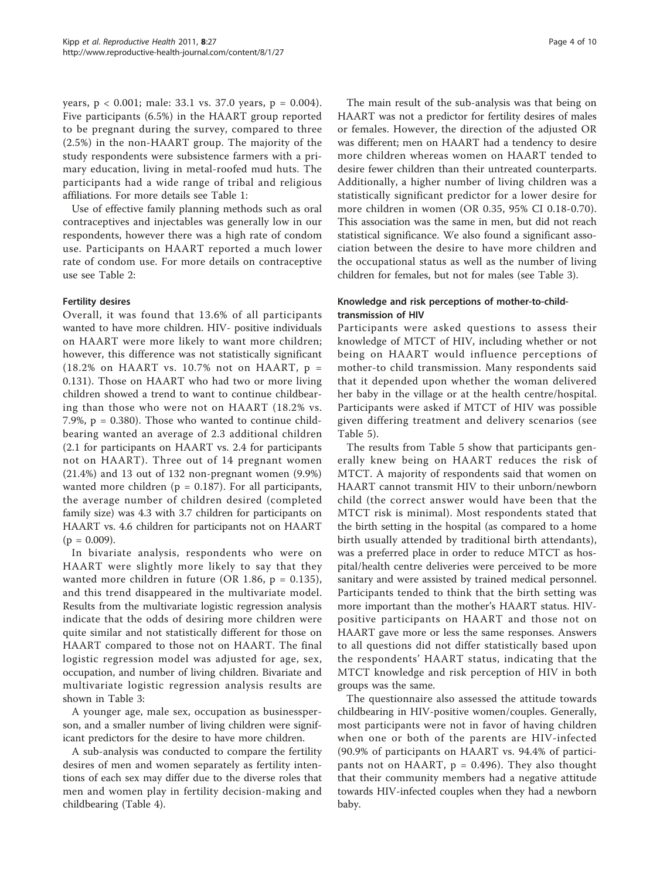years, $p < 0.001$; male: 33.1 vs. 37.0 years, $p = 0.004$). Five participants (6.5%) in the HAART group reported to be pregnant during the survey, compared to three (2.5%) in the non-HAART group. The majority of the study respondents were subsistence farmers with a primary education, living in metal-roofed mud huts. The participants had a wide range of tribal and religious affiliations. For more details see Table 1:

Use of effective family planning methods such as oral contraceptives and injectables was generally low in our respondents, however there was a high rate of condom use. Participants on HAART reported a much lower rate of condom use. For more details on contraceptive use see Table 2:

#### Fertility desires

Overall, it was found that 13.6% of all participants wanted to have more children. HIV- positive individuals on HAART were more likely to want more children; however, this difference was not statistically significant (18.2% on HAART vs. 10.7% not on HAART, $p = 0.131$). Those on HAART who had two or more living children showed a trend to want to continue childbearing than those who were not on HAART (18.2% vs. 7.9%, $p = 0.380$). Those who wanted to continue childbearing wanted an average of 2.3 additional children (2.1 for participants on HAART vs. 2.4 for participants not on HAART). Three out of 14 pregnant women (21.4%) and 13 out of 132 non-pregnant women (9.9%) wanted more children ($p = 0.187$). For all participants, the average number of children desired (completed family size) was 4.3 with 3.7 children for participants on HAART vs. 4.6 children for participants not on HAART ($p = 0.009$).

In bivariate analysis, respondents who were on HAART were slightly more likely to say that they wanted more children in future (OR 1.86, $p = 0.135$), and this trend disappeared in the multivariate model. Results from the multivariate logistic regression analysis indicate that the odds of desiring more children were quite similar and not statistically different for those on HAART compared to those not on HAART. The final logistic regression model was adjusted for age, sex, occupation, and number of living children. Bivariate and multivariate logistic regression analysis results are shown in Table 3:

A younger age, male sex, occupation as businessperson, and a smaller number of living children were significant predictors for the desire to have more children.

A sub-analysis was conducted to compare the fertility desires of men and women separately as fertility intentions of each sex may differ due to the diverse roles that men and women play in fertility decision-making and childbearing (Table 4).

The main result of the sub-analysis was that being on HAART was not a predictor for fertility desires of males or females. However, the direction of the adjusted OR was different; men on HAART had a tendency to desire more children whereas women on HAART tended to desire fewer children than their untreated counterparts. Additionally, a higher number of living children was a statistically significant predictor for a lower desire for more children in women (OR 0.35, 95% CI 0.18-0.70). This association was the same in men, but did not reach statistical significance. We also found a significant association between the desire to have more children and the occupational status as well as the number of living children for females, but not for males (see Table 3).

#### Knowledge and risk perceptions of mother-to-child-transmission of HIV

Participants were asked questions to assess their knowledge of MTCT of HIV, including whether or not being on HAART would influence perceptions of mother-to child transmission. Many respondents said that it depended upon whether the woman delivered her baby in the village or at the health centre/hospital. Participants were asked if MTCT of HIV was possible given differing treatment and delivery scenarios (see Table 5).

The results from Table 5 show that participants generally knew being on HAART reduces the risk of MTCT. A majority of respondents said that women on HAART cannot transmit HIV to their unborn/newborn child (the correct answer would have been that the MTCT risk is minimal). Most respondents stated that the birth setting in the hospital (as compared to a home birth usually attended by traditional birth attendants), was a preferred place in order to reduce MTCT as hospital/health centre deliveries were perceived to be more sanitary and were assisted by trained medical personnel. Participants tended to think that the birth setting was more important than the mother's HAART status. HIV-positive participants on HAART and those not on HAART gave more or less the same responses. Answers to all questions did not differ statistically based upon the respondents' HAART status, indicating that the MTCT knowledge and risk perception of HIV in both groups was the same.

The questionnaire also assessed the attitude towards childbearing in HIV-positive women/couples. Generally, most participants were not in favor of having children when one or both of the parents are HIV-infected (90.9% of participants on HAART vs. 94.4% of participants not on HAART, $p = 0.496$). They also thought that their community members had a negative attitude towards HIV-infected couples when they had a newborn baby.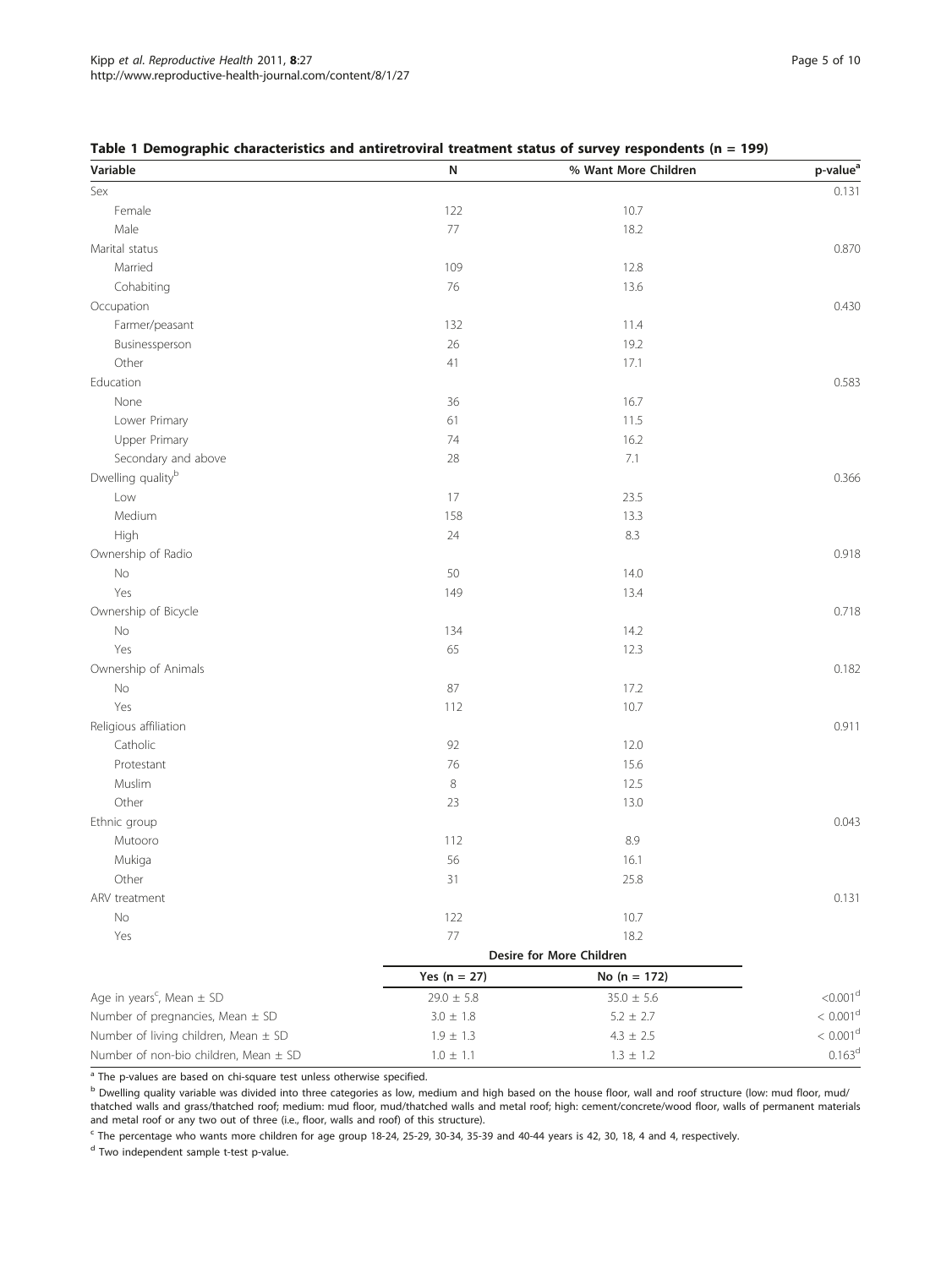**Table 1 Demographic characteristics and antiretroviral treatment status of survey respondents (n = 199)**

| Variable | N | % Want More Children | p-value[a] |
|---|---|---|---|
| Sex | | | 0.131 |
| Female | 122 | 10.7 | |
| Male | 77 | 18.2 | |
| Marital status | | | 0.870 |
| Married | 109 | 12.8 | |
| Cohabiting | 76 | 13.6 | |
| Occupation | | | 0.430 |
| Farmer/peasant | 132 | 11.4 | |
| Businessperson | 26 | 19.2 | |
| Other | 41 | 17.1 | |
| Education | | | 0.583 |
| None | 36 | 16.7 | |
| Lower Primary | 61 | 11.5 | |
| Upper Primary | 74 | 16.2 | |
| Secondary and above | 28 | 7.1 | |
| Dwelling quality[b] | | | 0.366 |
| Low | 17 | 23.5 | |
| Medium | 158 | 13.3 | |
| High | 24 | 8.3 | |
| Ownership of Radio | | | 0.918 |
| No | 50 | 14.0 | |
| Yes | 149 | 13.4 | |
| Ownership of Bicycle | | | 0.718 |
| No | 134 | 14.2 | |
| Yes | 65 | 12.3 | |
| Ownership of Animals | | | 0.182 |
| No | 87 | 17.2 | |
| Yes | 112 | 10.7 | |
| Religious affiliation | | | 0.911 |
| Catholic | 92 | 12.0 | |
| Protestant | 76 | 15.6 | |
| Muslim | 8 | 12.5 | |
| Other | 23 | 13.0 | |
| Ethnic group | | | 0.043 |
| Mutooro | 112 | 8.9 | |
| Mukiga | 56 | 16.1 | |
| Other | 31 | 25.8 | |
| ARV treatment | | | 0.131 |
| No | 122 | 10.7 | |
| Yes | 77 | 18.2 | |
| | Desire for More Children | | |
| | Yes (n = 27) | No (n = 172) | |
| Age in years[c], Mean ± SD | 29.0 ± 5.8 | 35.0 ± 5.6 | <0.001[d] |
| Number of pregnancies, Mean ± SD | 3.0 ± 1.8 | 5.2 ± 2.7 | < 0.001[d] |
| Number of living children, Mean ± SD | 1.9 ± 1.3 | 4.3 ± 2.5 | < 0.001[d] |
| Number of non-bio children, Mean ± SD | 1.0 ± 1.1 | 1.3 ± 1.2 | 0.163[d] |

[a] The p-values are based on chi-square test unless otherwise specified.

[b] Dwelling quality variable was divided into three categories as low, medium and high based on the house floor, wall and roof structure (low: mud floor, mud/thatched walls and grass/thatched roof; medium: mud floor, mud/thatched walls and metal roof; high: cement/concrete/wood floor, walls of permanent materials and metal roof or any two out of three (i.e., floor, walls and roof) of this structure).

[c] The percentage who wants more children for age group 18-24, 25-29, 30-34, 35-39 and 40-44 years is 42, 30, 18, 4 and 4, respectively.

[d] Two independent sample t-test p-value.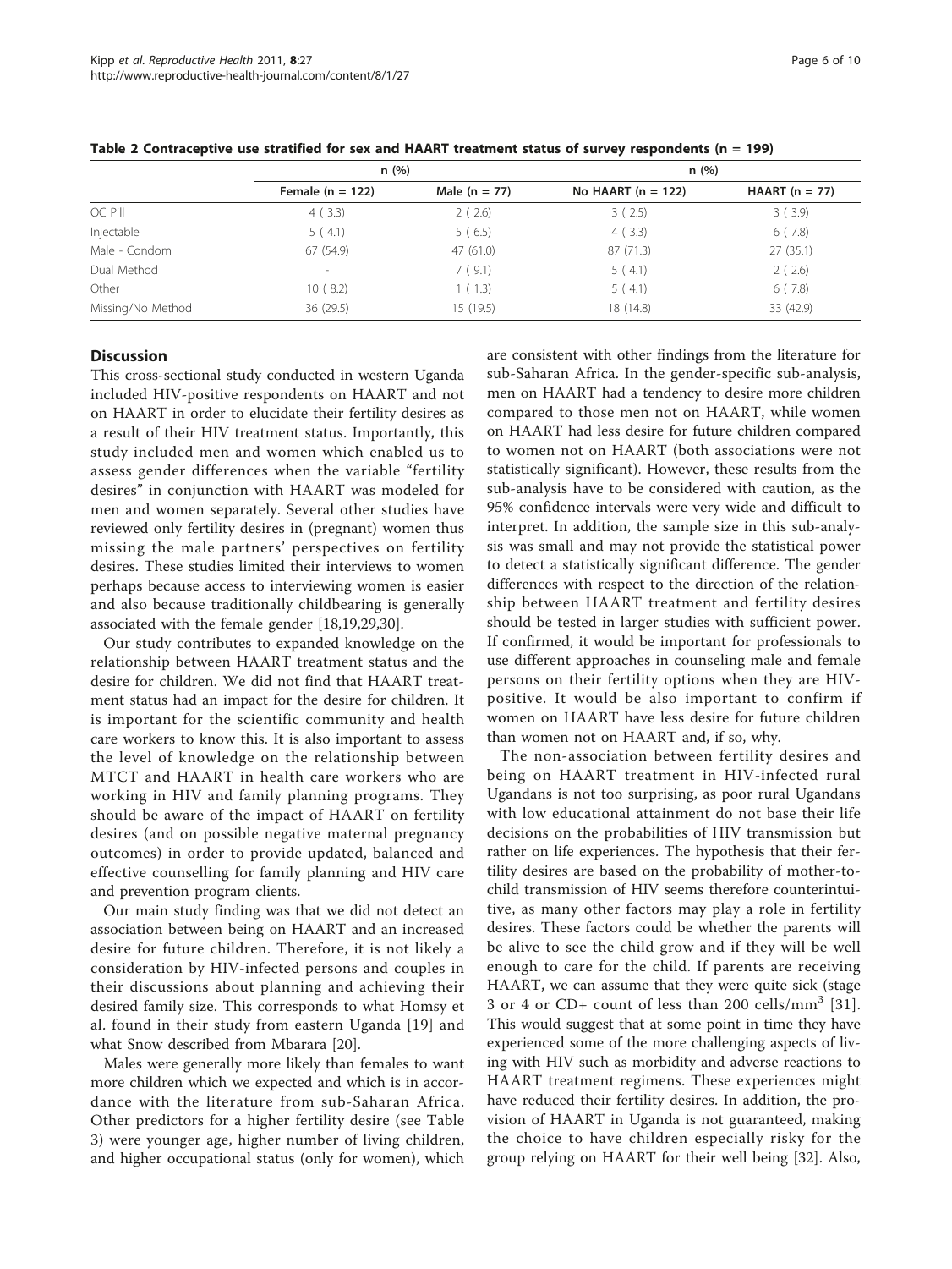**Table 2 Contraceptive use stratified for sex and HAART treatment status of survey respondents (n = 199)**

| | n (%) | | n (%) | |
|---|---|---|---|---|
| | Female (n = 122) | Male (n = 77) | No HAART (n = 122) | HAART (n = 77) |
| OC Pill | 4 ( 3.3) | 2 ( 2.6) | 3 ( 2.5) | 3 ( 3.9) |
| Injectable | 5 ( 4.1) | 5 ( 6.5) | 4 ( 3.3) | 6 ( 7.8) |
| Male - Condom | 67 (54.9) | 47 (61.0) | 87 (71.3) | 27 (35.1) |
| Dual Method | - | 7 ( 9.1) | 5 ( 4.1) | 2 ( 2.6) |
| Other | 10 ( 8.2) | 1 ( 1.3) | 5 ( 4.1) | 6 ( 7.8) |
| Missing/No Method | 36 (29.5) | 15 (19.5) | 18 (14.8) | 33 (42.9) |

## Discussion

This cross-sectional study conducted in western Uganda included HIV-positive respondents on HAART and not on HAART in order to elucidate their fertility desires as a result of their HIV treatment status. Importantly, this study included men and women which enabled us to assess gender differences when the variable "fertility desires" in conjunction with HAART was modeled for men and women separately. Several other studies have reviewed only fertility desires in (pregnant) women thus missing the male partners' perspectives on fertility desires. These studies limited their interviews to women perhaps because access to interviewing women is easier and also because traditionally childbearing is generally associated with the female gender [18,19,29,30].

Our study contributes to expanded knowledge on the relationship between HAART treatment status and the desire for children. We did not find that HAART treatment status had an impact for the desire for children. It is important for the scientific community and health care workers to know this. It is also important to assess the level of knowledge on the relationship between MTCT and HAART in health care workers who are working in HIV and family planning programs. They should be aware of the impact of HAART on fertility desires (and on possible negative maternal pregnancy outcomes) in order to provide updated, balanced and effective counselling for family planning and HIV care and prevention program clients.

Our main study finding was that we did not detect an association between being on HAART and an increased desire for future children. Therefore, it is not likely a consideration by HIV-infected persons and couples in their discussions about planning and achieving their desired family size. This corresponds to what Homsy et al. found in their study from eastern Uganda [19] and what Snow described from Mbarara [20].

Males were generally more likely than females to want more children which we expected and which is in accordance with the literature from sub-Saharan Africa. Other predictors for a higher fertility desire (see Table 3) were younger age, higher number of living children, and higher occupational status (only for women), which are consistent with other findings from the literature for sub-Saharan Africa. In the gender-specific sub-analysis, men on HAART had a tendency to desire more children compared to those men not on HAART, while women on HAART had less desire for future children compared to women not on HAART (both associations were not statistically significant). However, these results from the sub-analysis have to be considered with caution, as the 95% confidence intervals were very wide and difficult to interpret. In addition, the sample size in this sub-analysis was small and may not provide the statistical power to detect a statistically significant difference. The gender differences with respect to the direction of the relationship between HAART treatment and fertility desires should be tested in larger studies with sufficient power. If confirmed, it would be important for professionals to use different approaches in counseling male and female persons on their fertility options when they are HIV-positive. It would be also important to confirm if women on HAART have less desire for future children than women not on HAART and, if so, why.

The non-association between fertility desires and being on HAART treatment in HIV-infected rural Ugandans is not too surprising, as poor rural Ugandans with low educational attainment do not base their life decisions on the probabilities of HIV transmission but rather on life experiences. The hypothesis that their fertility desires are based on the probability of mother-to-child transmission of HIV seems therefore counterintuitive, as many other factors may play a role in fertility desires. These factors could be whether the parents will be alive to see the child grow and if they will be well enough to care for the child. If parents are receiving HAART, we can assume that they were quite sick (stage 3 or 4 or CD+ count of less than 200 cells/mm$^3$ [31]. This would suggest that at some point in time they have experienced some of the more challenging aspects of living with HIV such as morbidity and adverse reactions to HAART treatment regimens. These experiences might have reduced their fertility desires. In addition, the provision of HAART in Uganda is not guaranteed, making the choice to have children especially risky for the group relying on HAART for their well being [32]. Also,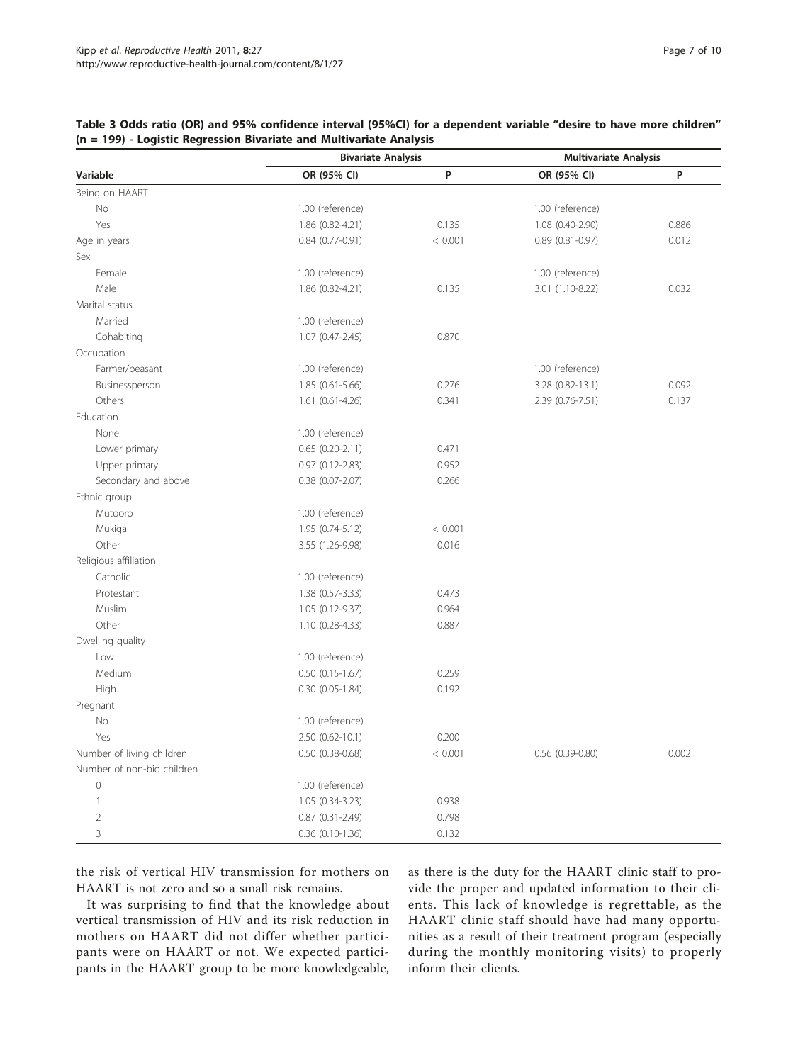**Table 3 Odds ratio (OR) and 95% confidence interval (95%CI) for a dependent variable "desire to have more children" (n = 199) - Logistic Regression Bivariate and Multivariate Analysis**

| | Bivariate Analysis | | Multivariate Analysis | |
|---|---|---|---|---|
| **Variable** | **OR (95% CI)** | **P** | **OR (95% CI)** | **P** |
| Being on HAART | | | | |
| No | 1.00 (reference) | | 1.00 (reference) | |
| Yes | 1.86 (0.82-4.21) | 0.135 | 1.08 (0.40-2.90) | 0.886 |
| Age in years | 0.84 (0.77-0.91) | < 0.001 | 0.89 (0.81-0.97) | 0.012 |
| Sex | | | | |
| Female | 1.00 (reference) | | 1.00 (reference) | |
| Male | 1.86 (0.82-4.21) | 0.135 | 3.01 (1.10-8.22) | 0.032 |
| Marital status | | | | |
| Married | 1.00 (reference) | | | |
| Cohabiting | 1.07 (0.47-2.45) | 0.870 | | |
| Occupation | | | | |
| Farmer/peasant | 1.00 (reference) | | 1.00 (reference) | |
| Businessperson | 1.85 (0.61-5.66) | 0.276 | 3.28 (0.82-13.1) | 0.092 |
| Others | 1.61 (0.61-4.26) | 0.341 | 2.39 (0.76-7.51) | 0.137 |
| Education | | | | |
| None | 1.00 (reference) | | | |
| Lower primary | 0.65 (0.20-2.11) | 0.471 | | |
| Upper primary | 0.97 (0.12-2.83) | 0.952 | | |
| Secondary and above | 0.38 (0.07-2.07) | 0.266 | | |
| Ethnic group | | | | |
| Mutooro | 1.00 (reference) | | | |
| Mukiga | 1.95 (0.74-5.12) | < 0.001 | | |
| Other | 3.55 (1.26-9.98) | 0.016 | | |
| Religious affiliation | | | | |
| Catholic | 1.00 (reference) | | | |
| Protestant | 1.38 (0.57-3.33) | 0.473 | | |
| Muslim | 1.05 (0.12-9.37) | 0.964 | | |
| Other | 1.10 (0.28-4.33) | 0.887 | | |
| Dwelling quality | | | | |
| Low | 1.00 (reference) | | | |
| Medium | 0.50 (0.15-1.67) | 0.259 | | |
| High | 0.30 (0.05-1.84) | 0.192 | | |
| Pregnant | | | | |
| No | 1.00 (reference) | | | |
| Yes | 2.50 (0.62-10.1) | 0.200 | | |
| Number of living children | 0.50 (0.38-0.68) | < 0.001 | 0.56 (0.39-0.80) | 0.002 |
| Number of non-bio children | | | | |
| 0 | 1.00 (reference) | | | |
| 1 | 1.05 (0.34-3.23) | 0.938 | | |
| 2 | 0.87 (0.31-2.49) | 0.798 | | |
| 3 | 0.36 (0.10-1.36) | 0.132 | | |

the risk of vertical HIV transmission for mothers on HAART is not zero and so a small risk remains.

It was surprising to find that the knowledge about vertical transmission of HIV and its risk reduction in mothers on HAART did not differ whether participants were on HAART or not. We expected participants in the HAART group to be more knowledgeable, as there is the duty for the HAART clinic staff to provide the proper and updated information to their clients. This lack of knowledge is regrettable, as the HAART clinic staff should have had many opportunities as a result of their treatment program (especially during the monthly monitoring visits) to properly inform their clients.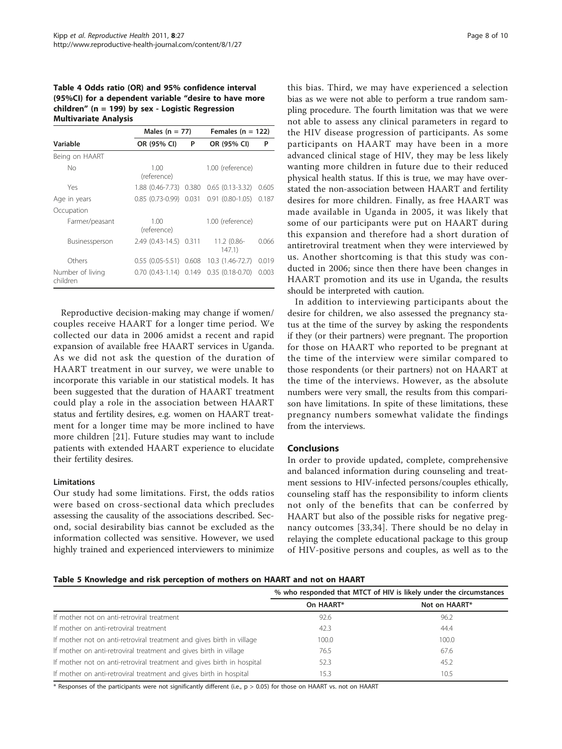**Table 4 Odds ratio (OR) and 95% confidence interval (95%CI) for a dependent variable "desire to have more children" (n = 199) by sex - Logistic Regression Multivariate Analysis**

| | Males (n = 77) | | Females (n = 122) | |
|---|---|---|---|---|
| Variable | OR (95% CI) | P | OR (95% CI) | P |
| Being on HAART | | | | |
| No | 1.00 (reference) | | 1.00 (reference) | |
| Yes | 1.88 (0.46-7.73) | 0.380 | 0.65 (0.13-3.32) | 0.605 |
| Age in years | 0.85 (0.73-0.99) | 0.031 | 0.91 (0.80-1.05) | 0.187 |
| Occupation | | | | |
| Farmer/peasant | 1.00 (reference) | | 1.00 (reference) | |
| Businessperson | 2.49 (0.43-14.5) | 0.311 | 11.2 (0.86-147.1) | 0.066 |
| Others | 0.55 (0.05-5.51) | 0.608 | 10.3 (1.46-72.7) | 0.019 |
| Number of living children | 0.70 (0.43-1.14) | 0.149 | 0.35 (0.18-0.70) | 0.003 |

Reproductive decision-making may change if women/couples receive HAART for a longer time period. We collected our data in 2006 amidst a recent and rapid expansion of available free HAART services in Uganda. As we did not ask the question of the duration of HAART treatment in our survey, we were unable to incorporate this variable in our statistical models. It has been suggested that the duration of HAART treatment could play a role in the association between HAART status and fertility desires, e.g. women on HAART treatment for a longer time may be more inclined to have more children [21]. Future studies may want to include patients with extended HAART experience to elucidate their fertility desires.

### Limitations

Our study had some limitations. First, the odds ratios were based on cross-sectional data which precludes assessing the causality of the associations described. Second, social desirability bias cannot be excluded as the information collected was sensitive. However, we used highly trained and experienced interviewers to minimize this bias. Third, we may have experienced a selection bias as we were not able to perform a true random sampling procedure. The fourth limitation was that we were not able to assess any clinical parameters in regard to the HIV disease progression of participants. As some participants on HAART may have been in a more advanced clinical stage of HIV, they may be less likely wanting more children in future due to their reduced physical health status. If this is true, we may have overstated the non-association between HAART and fertility desires for more children. Finally, as free HAART was made available in Uganda in 2005, it was likely that some of our participants were put on HAART during this expansion and therefore had a short duration of antiretroviral treatment when they were interviewed by us. Another shortcoming is that this study was conducted in 2006; since then there have been changes in HAART promotion and its use in Uganda, the results should be interpreted with caution.

In addition to interviewing participants about the desire for children, we also assessed the pregnancy status at the time of the survey by asking the respondents if they (or their partners) were pregnant. The proportion for those on HAART who reported to be pregnant at the time of the interview were similar compared to those respondents (or their partners) not on HAART at the time of the interviews. However, as the absolute numbers were very small, the results from this comparison have limitations. In spite of these limitations, these pregnancy numbers somewhat validate the findings from the interviews.

## Conclusions

In order to provide updated, complete, comprehensive and balanced information during counseling and treatment sessions to HIV-infected persons/couples ethically, counseling staff has the responsibility to inform clients not only of the benefits that can be conferred by HAART but also of the possible risks for negative pregnancy outcomes [33,34]. There should be no delay in relaying the complete educational package to this group of HIV-positive persons and couples, as well as to the

**Table 5 Knowledge and risk perception of mothers on HAART and not on HAART**

| | % who responded that MTCT of HIV is likely under the circumstances | |
|---|---|---|
| | On HAART* | Not on HAART* |
| If mother not on anti-retroviral treatment | 92.6 | 96.2 |
| If mother on anti-retroviral treatment | 42.3 | 44.4 |
| If mother not on anti-retroviral treatment and gives birth in village | 100.0 | 100.0 |
| If mother on anti-retroviral treatment and gives birth in village | 76.5 | 67.6 |
| If mother not on anti-retroviral treatment and gives birth in hospital | 52.3 | 45.2 |
| If mother on anti-retroviral treatment and gives birth in hospital | 15.3 | 10.5 |

* Responses of the participants were not significantly different (i.e., $p > 0.05$) for those on HAART vs. not on HAART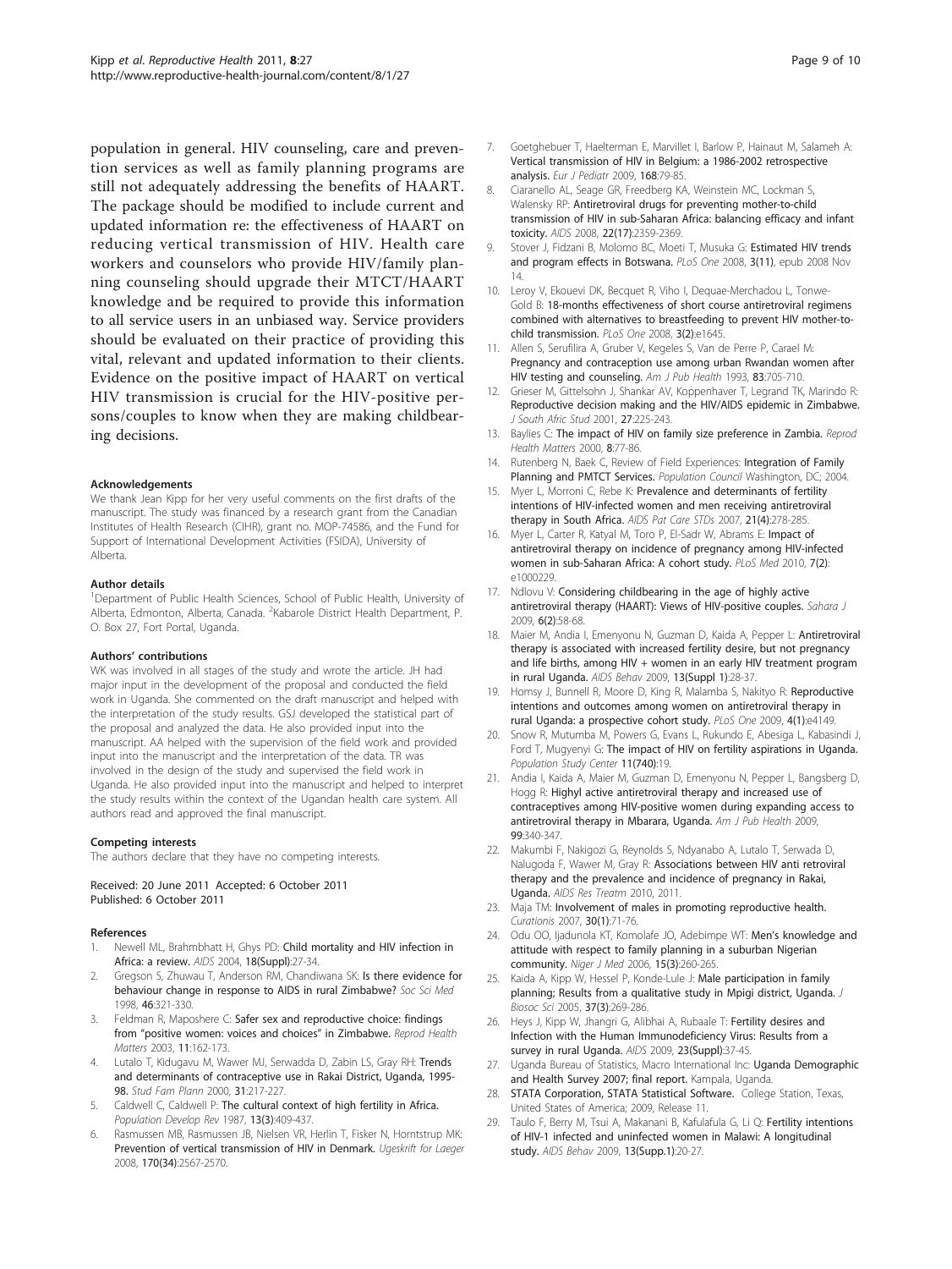population in general. HIV counseling, care and prevention services as well as family planning programs are still not adequately addressing the benefits of HAART. The package should be modified to include current and updated information re: the effectiveness of HAART on reducing vertical transmission of HIV. Health care workers and counselors who provide HIV/family planning counseling should upgrade their MTCT/HAART knowledge and be required to provide this information to all service users in an unbiased way. Service providers should be evaluated on their practice of providing this vital, relevant and updated information to their clients. Evidence on the positive impact of HAART on vertical HIV transmission is crucial for the HIV-positive persons/couples to know when they are making childbearing decisions.

#### Acknowledgements

We thank Jean Kipp for her very useful comments on the first drafts of the manuscript. The study was financed by a research grant from the Canadian Institutes of Health Research (CIHR), grant no. MOP-74586, and the Fund for Support of International Development Activities (FSIDA), University of Alberta.

#### Author details

[1]Department of Public Health Sciences, School of Public Health, University of Alberta, Edmonton, Alberta, Canada. [2]Kabarole District Health Department, P. O. Box 27, Fort Portal, Uganda.

#### Authors' contributions

WK was involved in all stages of the study and wrote the article. JH had major input in the development of the proposal and conducted the field work in Uganda. She commented on the draft manuscript and helped with the interpretation of the study results. GSJ developed the statistical part of the proposal and analyzed the data. He also provided input into the manuscript. AA helped with the supervision of the field work and provided input into the manuscript and the interpretation of the data. TR was involved in the design of the study and supervised the field work in Uganda. He also provided input into the manuscript and helped to interpret the study results within the context of the Ugandan health care system. All authors read and approved the final manuscript.

#### Competing interests

The authors declare that they have no competing interests.

Received: 20 June 2011 Accepted: 6 October 2011
Published: 6 October 2011

#### References

1. Newell ML, Brahmbhatt H, Ghys PD: **Child mortality and HIV infection in Africa: a review.** *AIDS* 2004, **18(Suppl)**:27-34.
2. Gregson S, Zhuwau T, Anderson RM, Chandiwana SK: **Is there evidence for behaviour change in response to AIDS in rural Zimbabwe?** *Soc Sci Med* 1998, **46**:321-330.
3. Feldman R, Maposhere C: **Safer sex and reproductive choice: findings from "positive women: voices and choices" in Zimbabwe.** *Reprod Health Matters* 2003, **11**:162-173.
4. Lutalo T, Kidugavu M, Wawer MJ, Serwadda D, Zabin LS, Gray RH: **Trends and determinants of contraceptive use in Rakai District, Uganda, 1995-98.** *Stud Fam Plann* 2000, **31**:217-227.
5. Caldwell C, Caldwell P: **The cultural context of high fertility in Africa.** *Population Develop Rev* 1987, **13(3)**:409-437.
6. Rasmussen MB, Rasmussen JB, Nielsen VR, Herlin T, Fisker N, Horntstrup MK: **Prevention of vertical transmission of HIV in Denmark.** *Ugeskrift for Laeger* 2008, **170(34)**:2567-2570.
7. Goetghebuer T, Haelterman E, Marvillet I, Barlow P, Hainaut M, Salameh A: **Vertical transmission of HIV in Belgium: a 1986-2002 retrospective analysis.** *Eur J Pediatr* 2009, **168**:79-85.
8. Ciaranello AL, Seage GR, Freedberg KA, Weinstein MC, Lockman S, Walensky RP: **Antiretroviral drugs for preventing mother-to-child transmission of HIV in sub-Saharan Africa: balancing efficacy and infant toxicity.** *AIDS* 2008, **22(17)**:2359-2369.
9. Stover J, Fidzani B, Molomo BC, Moeti T, Musuka G: **Estimated HIV trends and program effects in Botswana.** *PLoS One* 2008, **3(11)**, epub 2008 Nov 14.
10. Leroy V, Ekouevi DK, Becquet R, Viho I, Dequae-Merchadou L, Tonwe-Gold B: **18-months effectiveness of short course antiretroviral regimens combined with alternatives to breastfeeding to prevent HIV mother-to-child transmission.** *PLoS One* 2008, **3(2)**:e1645.
11. Allen S, Serufilira A, Gruber V, Kegeles S, Van de Perre P, Carael M: **Pregnancy and contraception use among urban Rwandan women after HIV testing and counseling.** *Am J Pub Health* 1993, **83**:705-710.
12. Grieser M, Gittelsohn J, Shankar AV, Koppenhaver T, Legrand TK, Marindo R: **Reproductive decision making and the HIV/AIDS epidemic in Zimbabwe.** *J South Afric Stud* 2001, **27**:225-243.
13. Baylies C: **The impact of HIV on family size preference in Zambia.** *Reprod Health Matters* 2000, **8**:77-86.
14. Rutenberg N, Baek C, Review of Field Experiences: **Integration of Family Planning and PMTCT Services.** *Population Council* Washington, DC; 2004.
15. Myer L, Morroni C, Rebe K: **Prevalence and determinants of fertility intentions of HIV-infected women and men receiving antiretroviral therapy in South Africa.** *AIDS Pat Care STDs* 2007, **21(4)**:278-285.
16. Myer L, Carter R, Katyal M, Toro P, El-Sadr W, Abrams E: **Impact of antiretroviral therapy on incidence of pregnancy among HIV-infected women in sub-Saharan Africa: A cohort study.** *PLoS Med* 2010, **7(2)**: e1000229.
17. Ndlovu V: **Considering childbearing in the age of highly active antiretroviral therapy (HAART): Views of HIV-positive couples.** *Sahara J* 2009, **6(2)**:58-68.
18. Maier M, Andia I, Emenyonu N, Guzman D, Kaida A, Pepper L: **Antiretroviral therapy is associated with increased fertility desire, but not pregnancy and life births, among HIV + women in an early HIV treatment program in rural Uganda.** *AIDS Behav* 2009, **13(Suppl 1)**:28-37.
19. Homsy J, Bunnell R, Moore D, King R, Malamba S, Nakityo R: **Reproductive intentions and outcomes among women on antiretroviral therapy in rural Uganda: a prospective cohort study.** *PLoS One* 2009, **4(1)**:e4149.
20. Snow R, Mutumba M, Powers G, Evans L, Rukundo E, Abesiga L, Kabasindi J, Ford T, Mugyenyi G: **The impact of HIV on fertility aspirations in Uganda.** *Population Study Center* **11(740)**:19.
21. Andia I, Kaida A, Maier M, Guzman D, Emenyonu N, Pepper L, Bangsberg D, Hogg R: **Highyl active antiretroviral therapy and increased use of contraceptives among HIV-positive women during expanding access to antiretroviral therapy in Mbarara, Uganda.** *Am J Pub Health* 2009, **99**:340-347.
22. Makumbi F, Nakigozi G, Reynolds S, Ndyanabo A, Lutalo T, Serwada D, Nalugoda F, Wawer M, Gray R: **Associations between HIV anti retroviral therapy and the prevalence and incidence of pregnancy in Rakai, Uganda.** *AIDS Res Treatm* 2010, 2011.
23. Maja TM: **Involvement of males in promoting reproductive health.** *Curationis* 2007, **30(1)**:71-76.
24. Odu OO, Ijadunola KT, Komolafe JO, Adebimpe WT: **Men's knowledge and attitude with respect to family planning in a suburban Nigerian community.** *Niger J Med* 2006, **15(3)**:260-265.
25. Kaida A, Kipp W, Hessel P, Konde-Lule J: **Male participation in family planning; Results from a qualitative study in Mpigi district, Uganda.** *J Biosoc Sci* 2005, **37(3)**:269-286.
26. Heys J, Kipp W, Jhangri G, Alibhai A, Rubaale T: **Fertility desires and Infection with the Human Immunodeficiency Virus: Results from a survey in rural Uganda.** *AIDS* 2009, **23(Suppl)**:37-45.
27. Uganda Bureau of Statistics, Macro International Inc: **Uganda Demographic and Health Survey 2007; final report.** Kampala, Uganda.
28. STATA Corporation, STATA Statistical Software. College Station, Texas, United States of America; 2009, Release 11.
29. Taulo F, Berry M, Tsui A, Makanani B, Kafulafula G, Li Q: **Fertility intentions of HIV-1 infected and uninfected women in Malawi: A longitudinal study.** *AIDS Behav* 2009, **13(Supp.1)**:20-27.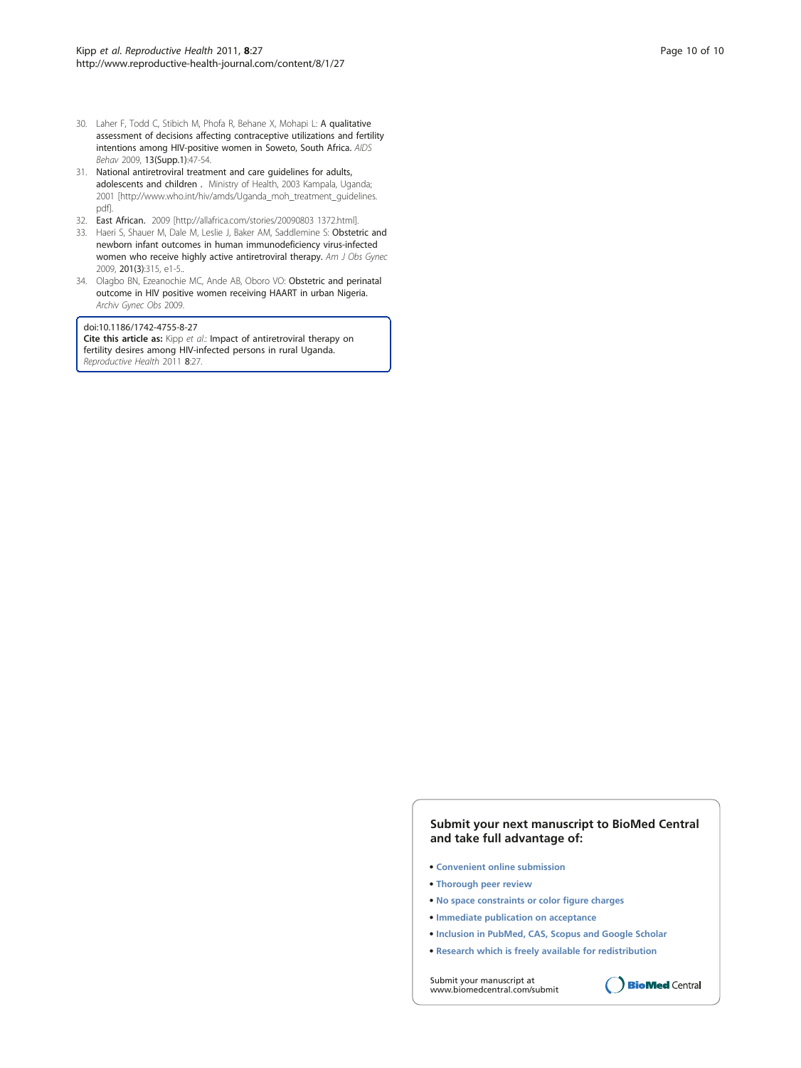30. Laher F, Todd C, Stibich M, Phofa R, Behane X, Mohapi L: **A qualitative assessment of decisions affecting contraceptive utilizations and fertility intentions among HIV-positive women in Soweto, South Africa.** *AIDS Behav* 2009, **13(Supp.1)**:47-54.
31. **National antiretroviral treatment and care guidelines for adults, adolescents and children .** Ministry of Health, 2003 Kampala, Uganda; 2001 [http://www.who.int/hiv/amds/Uganda_moh_treatment_guidelines.pdf].
32. **East African.** 2009 [http://allafrica.com/stories/20090803 1372.html].
33. Haeri S, Shauer M, Dale M, Leslie J, Baker AM, Saddlemine S: **Obstetric and newborn infant outcomes in human immunodeficiency virus-infected women who receive highly active antiretroviral therapy.** *Am J Obs Gynec* 2009, **201(3)**:315, e1-5..
34. Olagbo BN, Ezeanochie MC, Ande AB, Oboro VO: **Obstetric and perinatal outcome in HIV positive women receiving HAART in urban Nigeria.** *Archiv Gynec Obs* 2009.

doi:10.1186/1742-4755-8-27
**Cite this article as:** Kipp *et al.*: Impact of antiretroviral therapy on fertility desires among HIV-infected persons in rural Uganda. *Reproductive Health* 2011 **8**:27.

**Submit your next manuscript to BioMed Central and take full advantage of:**

- **Convenient online submission**
- **Thorough peer review**
- **No space constraints or color figure charges**
- **Immediate publication on acceptance**
- **Inclusion in PubMed, CAS, Scopus and Google Scholar**
- **Research which is freely available for redistribution**

Submit your manuscript at
www.biomedcentral.com/submit

BioMed Central